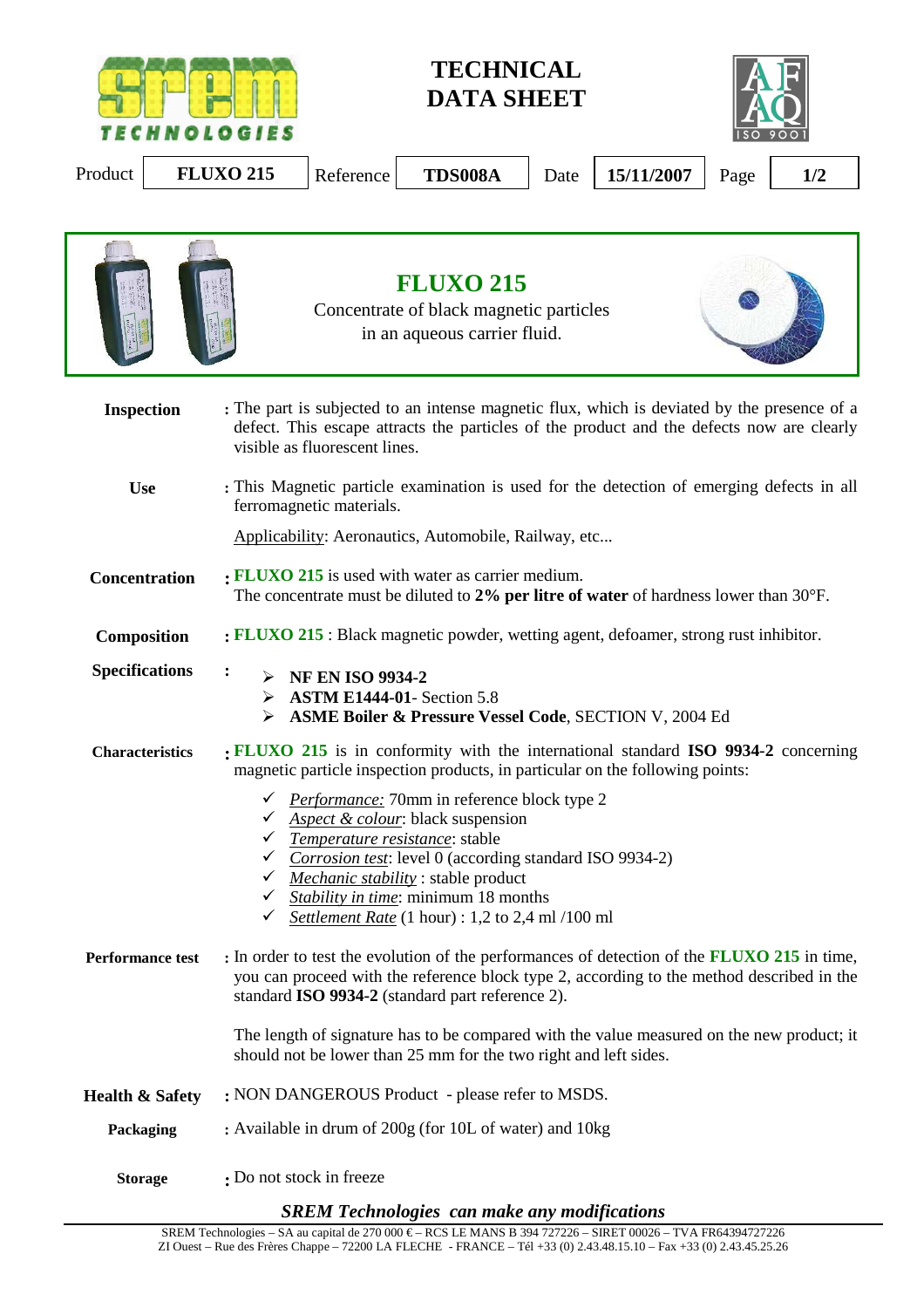**TECHNICAL DATA SHEET**

| Product | Reference | Date | Page |
|---|---|---|---|
| FLUXO 215 | TDS008A | 15/11/2007 | 1/2 |

# FLUXO 215

Concentrate of black magnetic particles in an aqueous carrier fluid.

**Inspection** : The part is subjected to an intense magnetic flux, which is deviated by the presence of a defect. This escape attracts the particles of the product and the defects now are clearly visible as fluorescent lines.

**Use** : This Magnetic particle examination is used for the detection of emerging defects in all ferromagnetic materials.

Applicability: Aeronautics, Automobile, Railway, etc...

**Concentration** : **FLUXO 215** is used with water as carrier medium.
The concentrate must be diluted to **2% per litre of water** of hardness lower than 30°F.

**Composition** : **FLUXO 215** : Black magnetic powder, wetting agent, defoamer, strong rust inhibitor.

**Specifications** :

- **NF EN ISO 9934-2**
- **ASTM E1444-01**- Section 5.8
- **ASME Boiler & Pressure Vessel Code**, SECTION V, 2004 Ed

**Characteristics** : **FLUXO 215** is in conformity with the international standard **ISO 9934-2** concerning magnetic particle inspection products, in particular on the following points:

- ✓ *Performance:* 70mm in reference block type 2
- ✓ *Aspect & colour*: black suspension
- ✓ *Temperature resistance*: stable
- ✓ *Corrosion test*: level 0 (according standard ISO 9934-2)
- ✓ *Mechanic stability* : stable product
- ✓ *Stability in time*: minimum 18 months
- ✓ *Settlement Rate* (1 hour) : 1,2 to 2,4 ml /100 ml

**Performance test** : In order to test the evolution of the performances of detection of the **FLUXO 215** in time, you can proceed with the reference block type 2, according to the method described in the standard **ISO 9934-2** (standard part reference 2).

The length of signature has to be compared with the value measured on the new product; it should not be lower than 25 mm for the two right and left sides.

**Health & Safety** : NON DANGEROUS Product - please refer to MSDS.

**Packaging** : Available in drum of 200g (for 10L of water) and 10kg

**Storage** : Do not stock in freeze

***SREM Technologies can make any modifications***

SREM Technologies – SA au capital de 270 000 € – RCS LE MANS B 394 727226 – SIRET 00026 – TVA FR64394727226
ZI Ouest – Rue des Frères Chappe – 72200 LA FLECHE - FRANCE – Tél +33 (0) 2.43.48.15.10 – Fax +33 (0) 2.43.45.25.26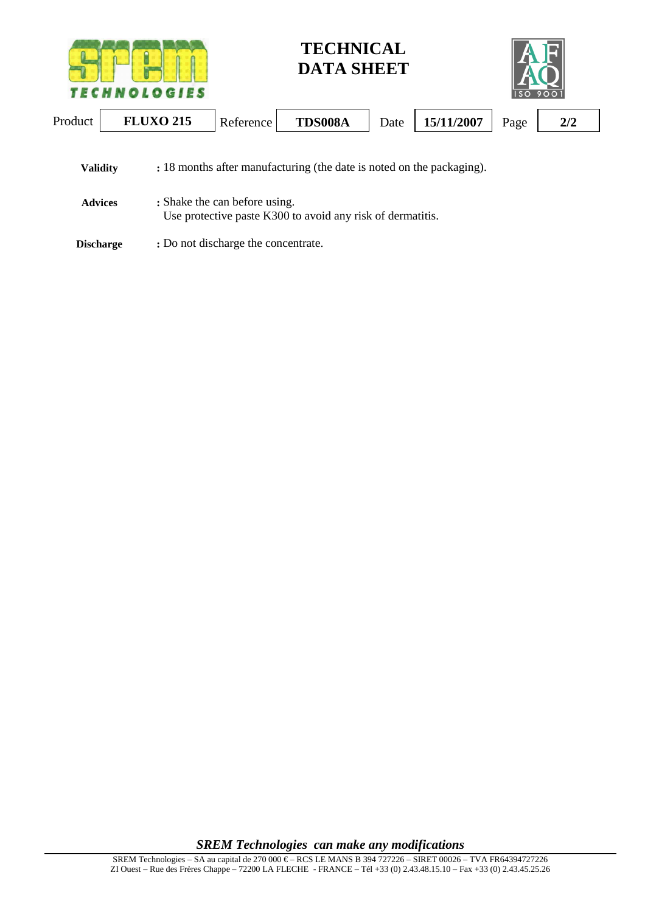| | | | | | | | |
|---|---|---|---|---|---|---|---|
| Product | **FLUXO 215** | Reference | **TDS008A** | Date | **15/11/2007** | Page | **2/2** |

**Validity** : 18 months after manufacturing (the date is noted on the packaging).

**Advices** : Shake the can before using.
Use protective paste K300 to avoid any risk of dermatitis.

**Discharge** : Do not discharge the concentrate.

***SREM Technologies can make any modifications***

SREM Technologies – SA au capital de 270 000 € – RCS LE MANS B 394 727226 – SIRET 00026 – TVA FR64394727226
ZI Ouest – Rue des Frères Chappe – 72200 LA FLECHE - FRANCE – Tél +33 (0) 2.43.48.15.10 – Fax +33 (0) 2.43.45.25.26